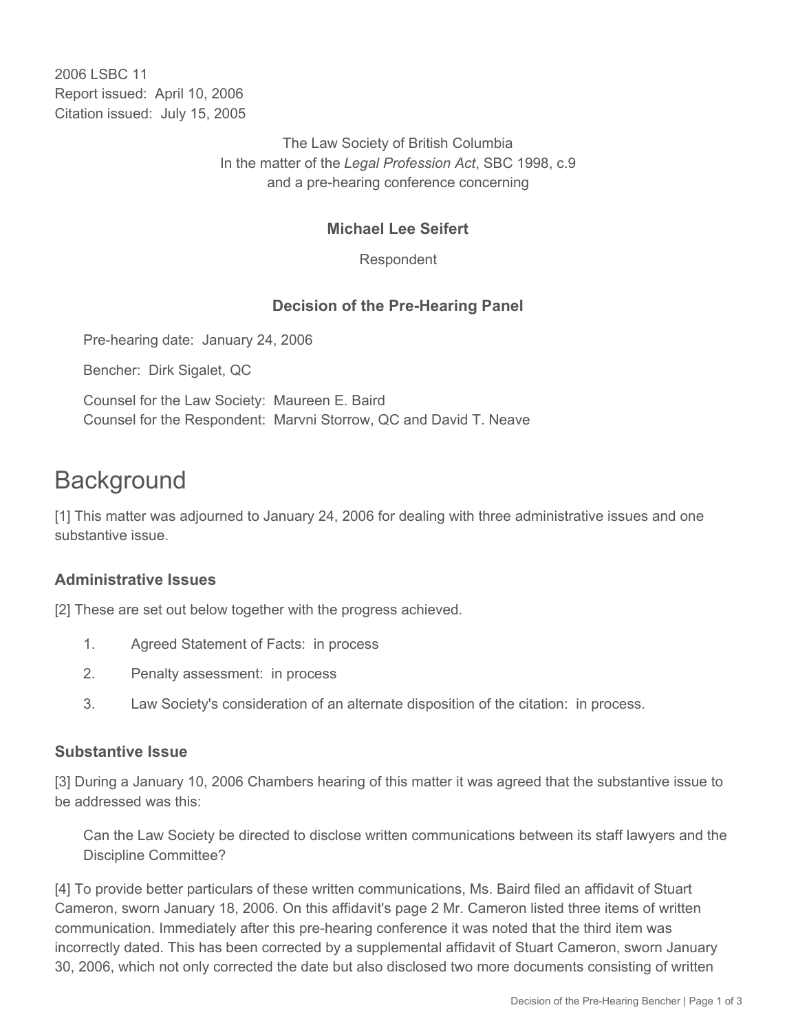2006 LSBC 11
Report issued: April 10, 2006
Citation issued: July 15, 2005

The Law Society of British Columbia
In the matter of the *Legal Profession Act*, SBC 1998, c.9
and a pre-hearing conference concerning

**Michael Lee Seifert**

Respondent

**Decision of the Pre-Hearing Panel**

Pre-hearing date: January 24, 2006

Bencher: Dirk Sigalet, QC

Counsel for the Law Society: Maureen E. Baird
Counsel for the Respondent: Marvni Storrow, QC and David T. Neave

# Background

[1] This matter was adjourned to January 24, 2006 for dealing with three administrative issues and one substantive issue.

### Administrative Issues

[2] These are set out below together with the progress achieved.

1. Agreed Statement of Facts: in process
2. Penalty assessment: in process
3. Law Society's consideration of an alternate disposition of the citation: in process.

### Substantive Issue

[3] During a January 10, 2006 Chambers hearing of this matter it was agreed that the substantive issue to be addressed was this:

> Can the Law Society be directed to disclose written communications between its staff lawyers and the Discipline Committee?

[4] To provide better particulars of these written communications, Ms. Baird filed an affidavit of Stuart Cameron, sworn January 18, 2006. On this affidavit's page 2 Mr. Cameron listed three items of written communication. Immediately after this pre-hearing conference it was noted that the third item was incorrectly dated. This has been corrected by a supplemental affidavit of Stuart Cameron, sworn January 30, 2006, which not only corrected the date but also disclosed two more documents consisting of written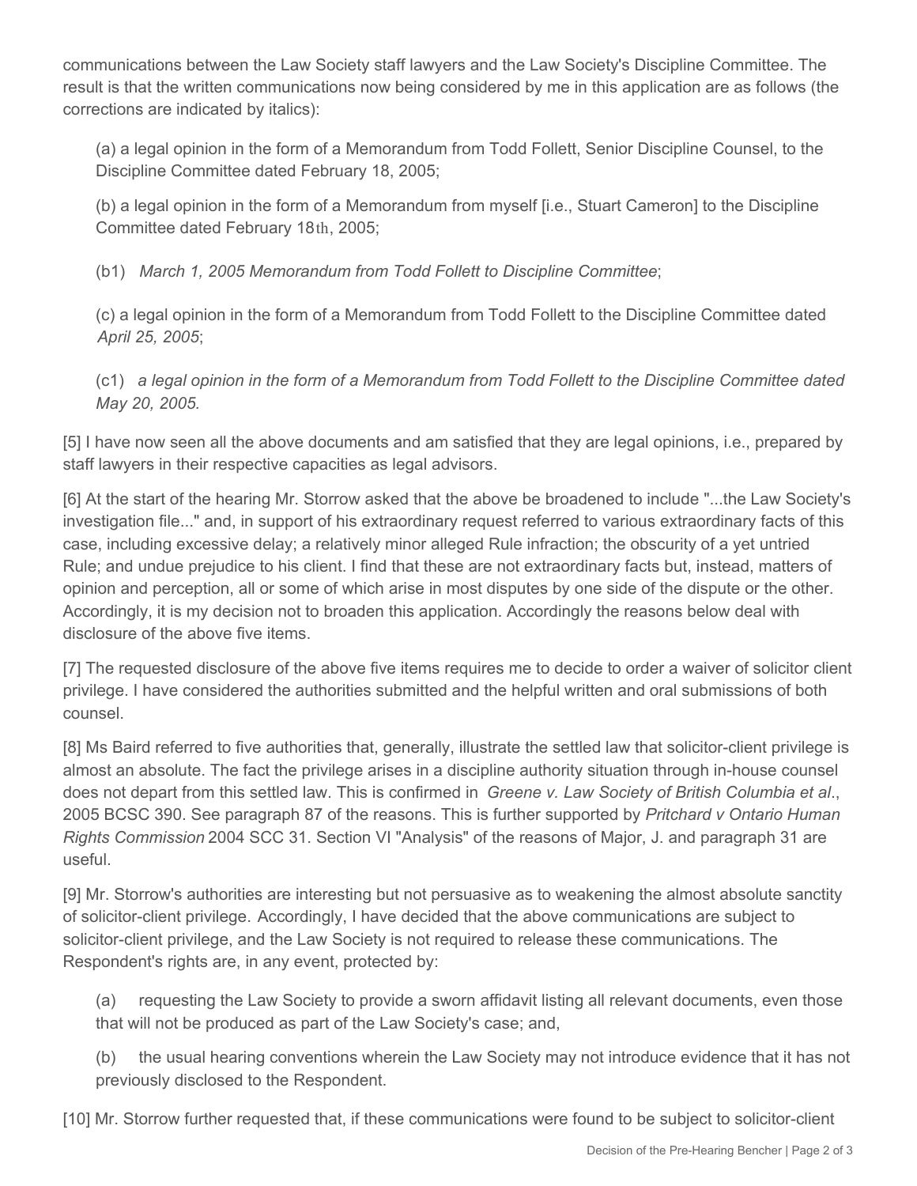communications between the Law Society staff lawyers and the Law Society's Discipline Committee. The result is that the written communications now being considered by me in this application are as follows (the corrections are indicated by italics):

> (a) a legal opinion in the form of a Memorandum from Todd Follett, Senior Discipline Counsel, to the Discipline Committee dated February 18, 2005;
>
> (b) a legal opinion in the form of a Memorandum from myself [i.e., Stuart Cameron] to the Discipline Committee dated February 18th, 2005;
>
> (b1) *March 1, 2005 Memorandum from Todd Follett to Discipline Committee*;
>
> (c) a legal opinion in the form of a Memorandum from Todd Follett to the Discipline Committee dated *April 25, 2005*;
>
> (c1) *a legal opinion in the form of a Memorandum from Todd Follett to the Discipline Committee dated May 20, 2005.*

[5] I have now seen all the above documents and am satisfied that they are legal opinions, i.e., prepared by staff lawyers in their respective capacities as legal advisors.

[6] At the start of the hearing Mr. Storrow asked that the above be broadened to include "...the Law Society's investigation file..." and, in support of his extraordinary request referred to various extraordinary facts of this case, including excessive delay; a relatively minor alleged Rule infraction; the obscurity of a yet untried Rule; and undue prejudice to his client. I find that these are not extraordinary facts but, instead, matters of opinion and perception, all or some of which arise in most disputes by one side of the dispute or the other. Accordingly, it is my decision not to broaden this application. Accordingly the reasons below deal with disclosure of the above five items.

[7] The requested disclosure of the above five items requires me to decide to order a waiver of solicitor client privilege. I have considered the authorities submitted and the helpful written and oral submissions of both counsel.

[8] Ms Baird referred to five authorities that, generally, illustrate the settled law that solicitor-client privilege is almost an absolute. The fact the privilege arises in a discipline authority situation through in-house counsel does not depart from this settled law. This is confirmed in *Greene v. Law Society of British Columbia et al*., 2005 BCSC 390. See paragraph 87 of the reasons. This is further supported by *Pritchard v Ontario Human Rights Commission* 2004 SCC 31. Section VI "Analysis" of the reasons of Major, J. and paragraph 31 are useful.

[9] Mr. Storrow's authorities are interesting but not persuasive as to weakening the almost absolute sanctity of solicitor-client privilege. Accordingly, I have decided that the above communications are subject to solicitor-client privilege, and the Law Society is not required to release these communications. The Respondent's rights are, in any event, protected by:

> (a) requesting the Law Society to provide a sworn affidavit listing all relevant documents, even those that will not be produced as part of the Law Society's case; and,
>
> (b) the usual hearing conventions wherein the Law Society may not introduce evidence that it has not previously disclosed to the Respondent.

[10] Mr. Storrow further requested that, if these communications were found to be subject to solicitor-client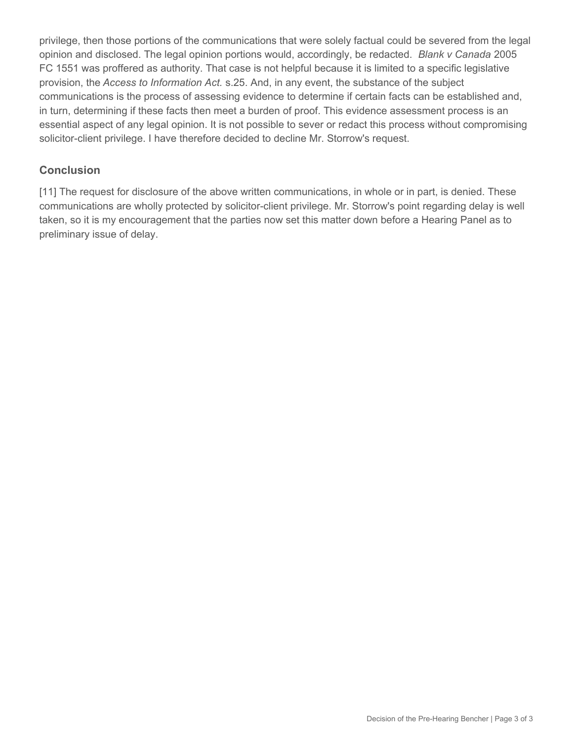privilege, then those portions of the communications that were solely factual could be severed from the legal opinion and disclosed. The legal opinion portions would, accordingly, be redacted. *Blank v Canada* 2005 FC 1551 was proffered as authority. That case is not helpful because it is limited to a specific legislative provision, the *Access to Information Act.* s.25. And, in any event, the substance of the subject communications is the process of assessing evidence to determine if certain facts can be established and, in turn, determining if these facts then meet a burden of proof. This evidence assessment process is an essential aspect of any legal opinion. It is not possible to sever or redact this process without compromising solicitor-client privilege. I have therefore decided to decline Mr. Storrow's request.

## Conclusion

[11] The request for disclosure of the above written communications, in whole or in part, is denied. These communications are wholly protected by solicitor-client privilege. Mr. Storrow's point regarding delay is well taken, so it is my encouragement that the parties now set this matter down before a Hearing Panel as to preliminary issue of delay.